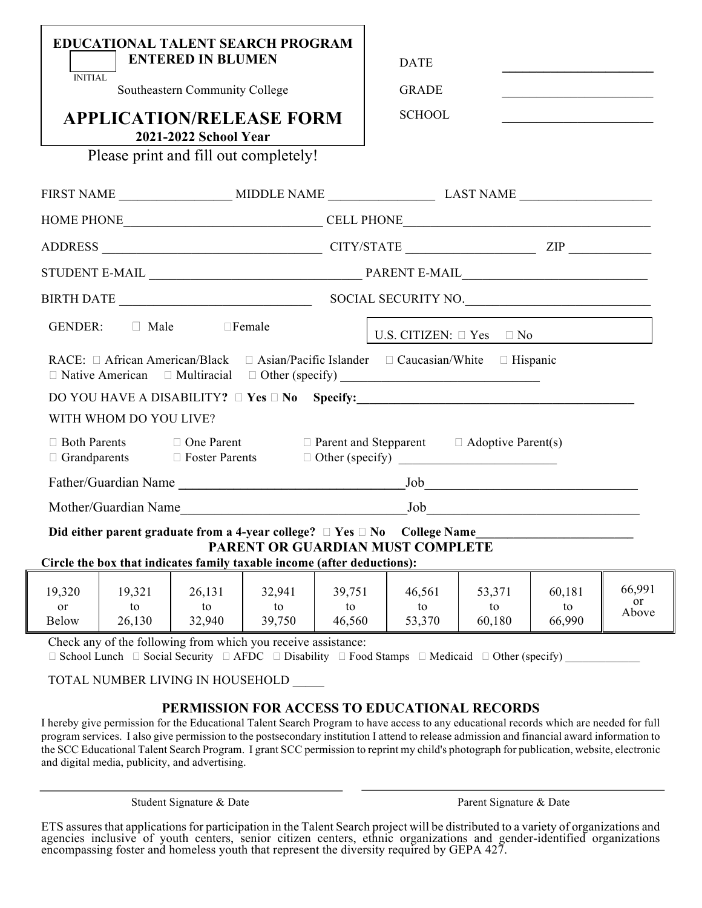**EDUCATIONAL TALENT SEARCH PROGRAM**
**ENTERED IN BLUMEN**

INITIAL ______

Southeastern Community College

# APPLICATION/RELEASE FORM

**2021-2022 School Year**

Please print and fill out completely!

DATE ________________________

GRADE ________________________

SCHOOL ________________________

FIRST NAME __________________ MIDDLE NAME _________________ LAST NAME _____________________

HOME PHONE_______________________________ CELL PHONE_______________________________________

ADDRESS __________________________________ CITY/STATE ____________________ ZIP _____________

STUDENT E-MAIL _________________________________ PARENT E-MAIL____________________________

BIRTH DATE ______________________________ SOCIAL SECURITY NO.___________________________

GENDER: ☐ Male ☐ Female

U.S. CITIZEN: ☐ Yes ☐ No

RACE: ☐ African American/Black ☐ Asian/Pacific Islander ☐ Caucasian/White ☐ Hispanic
☐ Native American ☐ Multiracial ☐ Other (specify) ______________________________

DO YOU HAVE A DISABILITY**?** ☐ **Yes** ☐ **No** **Specify:____________________________________________**

WITH WHOM DO YOU LIVE?

☐ Both Parents ☐ One Parent ☐ Parent and Stepparent ☐ Adoptive Parent(s)
☐ Grandparents ☐ Foster Parents ☐ Other (specify) _________________________

Father/Guardian Name __________________________________Job________________________________

Mother/Guardian Name_________________________________Job________________________________

**Did either parent graduate from a 4-year college?** ☐ **Yes** ☐ **No** **College Name________________________**

**PARENT OR GUARDIAN MUST COMPLETE**

**Circle the box that indicates family taxable income (after deductions):**

| 19,320 or Below | 19,321 to 26,130 | 26,131 to 32,940 | 32,941 to 39,750 | 39,751 to 46,560 | 46,561 to 53,370 | 53,371 to 60,180 | 60,181 to 66,990 | 66,991 or Above |
|---|---|---|---|---|---|---|---|---|

Check any of the following from which you receive assistance:
☐ School Lunch ☐ Social Security ☐ AFDC ☐ Disability ☐ Food Stamps ☐ Medicaid ☐ Other (specify) _____________

TOTAL NUMBER LIVING IN HOUSEHOLD _____

## PERMISSION FOR ACCESS TO EDUCATIONAL RECORDS

I hereby give permission for the Educational Talent Search Program to have access to any educational records which are needed for full program services. I also give permission to the postsecondary institution I attend to release admission and financial award information to the SCC Educational Talent Search Program. I grant SCC permission to reprint my child's photograph for publication, website, electronic and digital media, publicity, and advertising.

_____________________________________ Student Signature & Date

_____________________________________ Parent Signature & Date

ETS assures that applications for participation in the Talent Search project will be distributed to a variety of organizations and agencies inclusive of youth centers, senior citizen centers, ethnic organizations and gender-identified organizations encompassing foster and homeless youth that represent the diversity required by GEPA 427.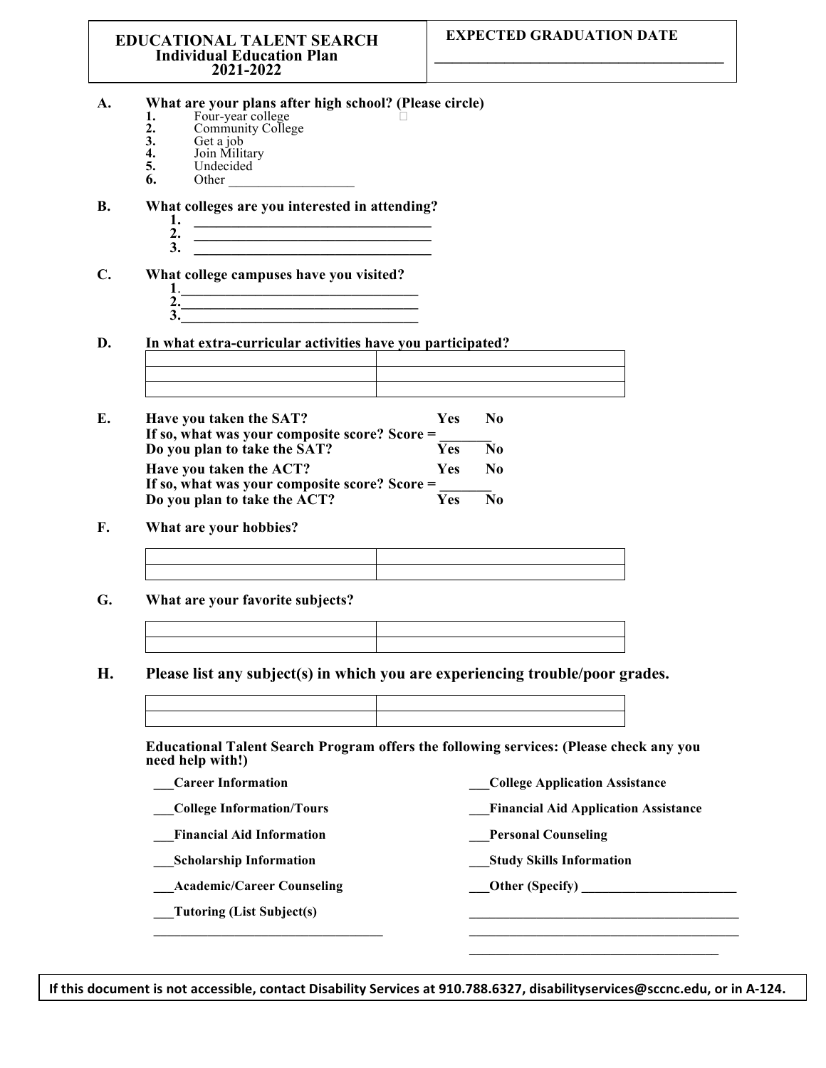| **EDUCATIONAL TALENT SEARCH**<br>**Individual Education Plan**<br>**2021-2022** | **EXPECTED GRADUATION DATE**<br>______________________________________ |
|---|---|

**A. What are your plans after high school? (Please circle)**

1. Four-year college
2. Community College
3. Get a job
4. Join Military
5. Undecided
6. Other __________________

**B. What colleges are you interested in attending?**

1. ________________________________
2. ________________________________
3. ________________________________

**C. What college campuses have you visited?**

1. ________________________________
2. ________________________________
3. ________________________________

**D. In what extra-curricular activities have you participated?**

| | |
|---|---|
| | |
| | |
| | |

**E.**

| | | |
|---|---|---|
| **Have you taken the SAT?** | **Yes** | **No** |
| **If so, what was your composite score? Score = _______** | | |
| **Do you plan to take the SAT?** | **Yes** | **No** |
| **Have you taken the ACT?** | **Yes** | **No** |
| **If so, what was your composite score? Score = _______** | | |
| **Do you plan to take the ACT?** | **Yes** | **No** |

**F. What are your hobbies?**

| | |
|---|---|
| | |
| | |

**G. What are your favorite subjects?**

| | |
|---|---|
| | |
| | |

**H. Please list any subject(s) in which you are experiencing trouble/poor grades.**

| | |
|---|---|
| | |
| | |

**Educational Talent Search Program offers the following services: (Please check any you need help with!)**

- ___**Career Information**
- ___**College Information/Tours**
- ___**Financial Aid Information**
- ___**Scholarship Information**
- ___**Academic/Career Counseling**
- ___**Tutoring (List Subject(s)**
  ________________________________
- ___**College Application Assistance**
- ___**Financial Aid Application Assistance**
- ___**Personal Counseling**
- ___**Study Skills Information**
- ___**Other (Specify)** ______________________
  ________________________________________
  ________________________________________
  ________________________________________

**If this document is not accessible, contact Disability Services at 910.788.6327, disabilityservices@sccnc.edu, or in A-124.**